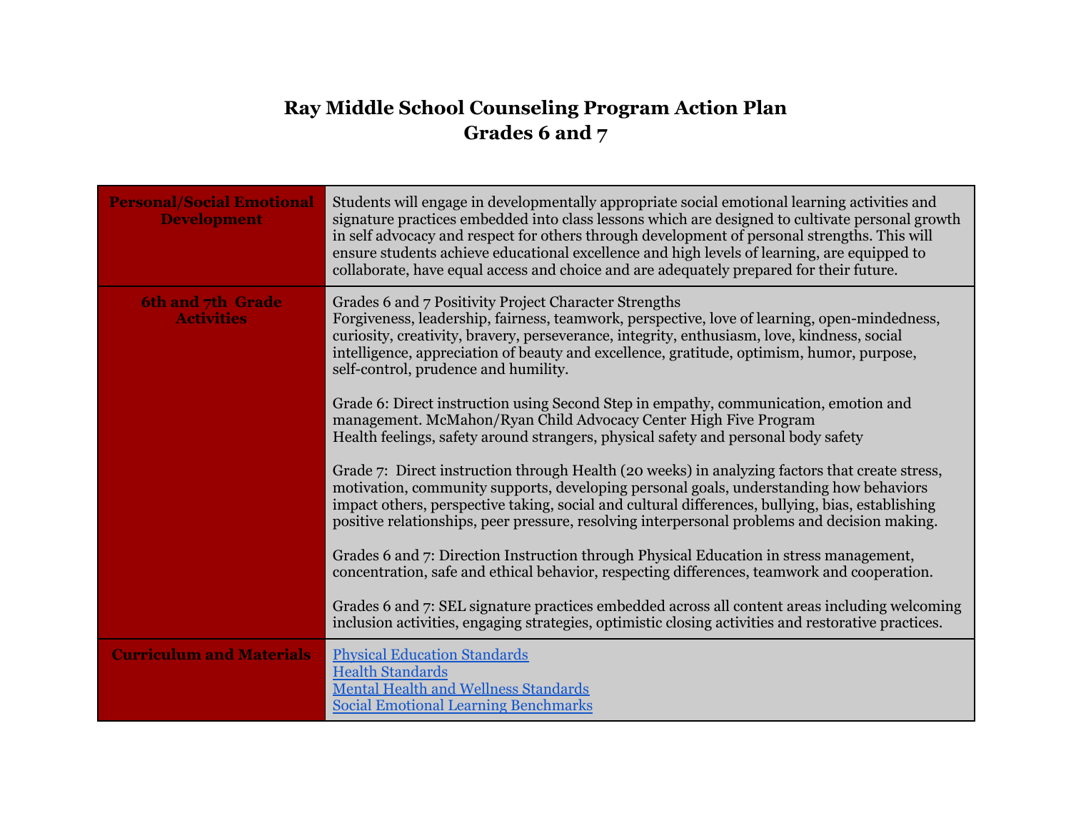# Ray Middle School Counseling Program Action Plan
## Grades 6 and 7

| **Personal/Social Emotional Development** | Students will engage in developmentally appropriate social emotional learning activities and signature practices embedded into class lessons which are designed to cultivate personal growth in self advocacy and respect for others through development of personal strengths. This will ensure students achieve educational excellence and high levels of learning, are equipped to collaborate, have equal access and choice and are adequately prepared for their future. |
|---|---|
| **6th and 7th Grade Activities** | Grades 6 and 7 Positivity Project Character Strengths<br>Forgiveness, leadership, fairness, teamwork, perspective, love of learning, open-mindedness, curiosity, creativity, bravery, perseverance, integrity, enthusiasm, love, kindness, social intelligence, appreciation of beauty and excellence, gratitude, optimism, humor, purpose, self-control, prudence and humility.<br><br>Grade 6: Direct instruction using Second Step in empathy, communication, emotion and management. McMahon/Ryan Child Advocacy Center High Five Program<br>Health feelings, safety around strangers, physical safety and personal body safety<br><br>Grade 7: Direct instruction through Health (20 weeks) in analyzing factors that create stress, motivation, community supports, developing personal goals, understanding how behaviors impact others, perspective taking, social and cultural differences, bullying, bias, establishing positive relationships, peer pressure, resolving interpersonal problems and decision making.<br><br>Grades 6 and 7: Direction Instruction through Physical Education in stress management, concentration, safe and ethical behavior, respecting differences, teamwork and cooperation.<br><br>Grades 6 and 7: SEL signature practices embedded across all content areas including welcoming inclusion activities, engaging strategies, optimistic closing activities and restorative practices. |
| **Curriculum and Materials** | Physical Education Standards<br>Health Standards<br>Mental Health and Wellness Standards<br>Social Emotional Learning Benchmarks |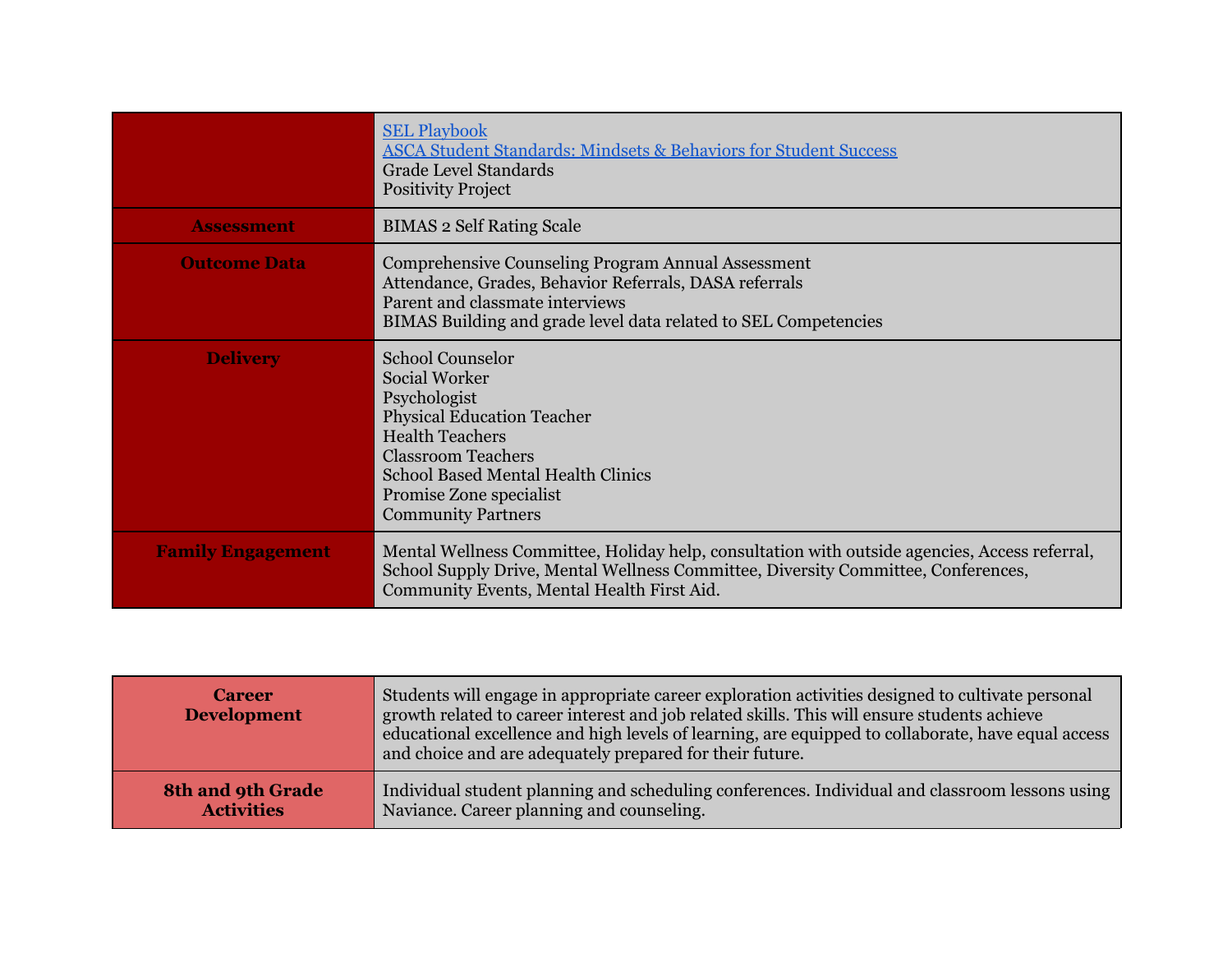| | |
|---|---|
| | [SEL Playbook](#)<br>[ASCA Student Standards: Mindsets & Behaviors for Student Success](#)<br>Grade Level Standards<br>Positivity Project |
| **Assessment** | BIMAS 2 Self Rating Scale |
| **Outcome Data** | Comprehensive Counseling Program Annual Assessment<br>Attendance, Grades, Behavior Referrals, DASA referrals<br>Parent and classmate interviews<br>BIMAS Building and grade level data related to SEL Competencies |
| **Delivery** | School Counselor<br>Social Worker<br>Psychologist<br>Physical Education Teacher<br>Health Teachers<br>Classroom Teachers<br>School Based Mental Health Clinics<br>Promise Zone specialist<br>Community Partners |
| **Family Engagement** | Mental Wellness Committee, Holiday help, consultation with outside agencies, Access referral, School Supply Drive, Mental Wellness Committee, Diversity Committee, Conferences, Community Events, Mental Health First Aid. |

| **Career Development** | Students will engage in appropriate career exploration activities designed to cultivate personal growth related to career interest and job related skills. This will ensure students achieve educational excellence and high levels of learning, are equipped to collaborate, have equal access and choice and are adequately prepared for their future. |
|---|---|
| **8th and 9th Grade Activities** | Individual student planning and scheduling conferences. Individual and classroom lessons using Naviance. Career planning and counseling. |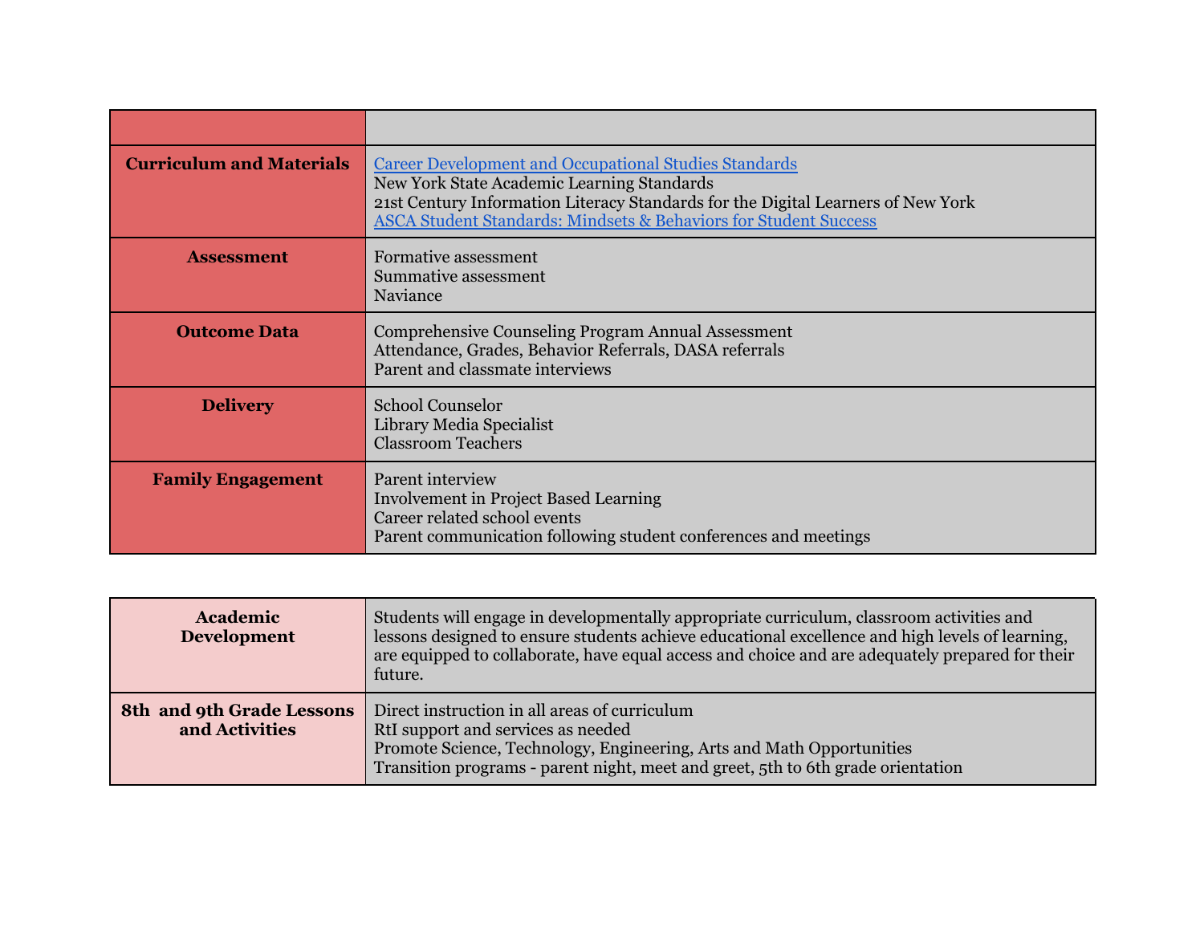| | |
|---|---|
| **Curriculum and Materials** | Career Development and Occupational Studies Standards<br>New York State Academic Learning Standards<br>21st Century Information Literacy Standards for the Digital Learners of New York<br>ASCA Student Standards: Mindsets & Behaviors for Student Success |
| **Assessment** | Formative assessment<br>Summative assessment<br>Naviance |
| **Outcome Data** | Comprehensive Counseling Program Annual Assessment<br>Attendance, Grades, Behavior Referrals, DASA referrals<br>Parent and classmate interviews |
| **Delivery** | School Counselor<br>Library Media Specialist<br>Classroom Teachers |
| **Family Engagement** | Parent interview<br>Involvement in Project Based Learning<br>Career related school events<br>Parent communication following student conferences and meetings |

| **Academic Development** | Students will engage in developmentally appropriate curriculum, classroom activities and lessons designed to ensure students achieve educational excellence and high levels of learning, are equipped to collaborate, have equal access and choice and are adequately prepared for their future. |
|---|---|
| **8th and 9th Grade Lessons and Activities** | Direct instruction in all areas of curriculum<br>RtI support and services as needed<br>Promote Science, Technology, Engineering, Arts and Math Opportunities<br>Transition programs - parent night, meet and greet, 5th to 6th grade orientation |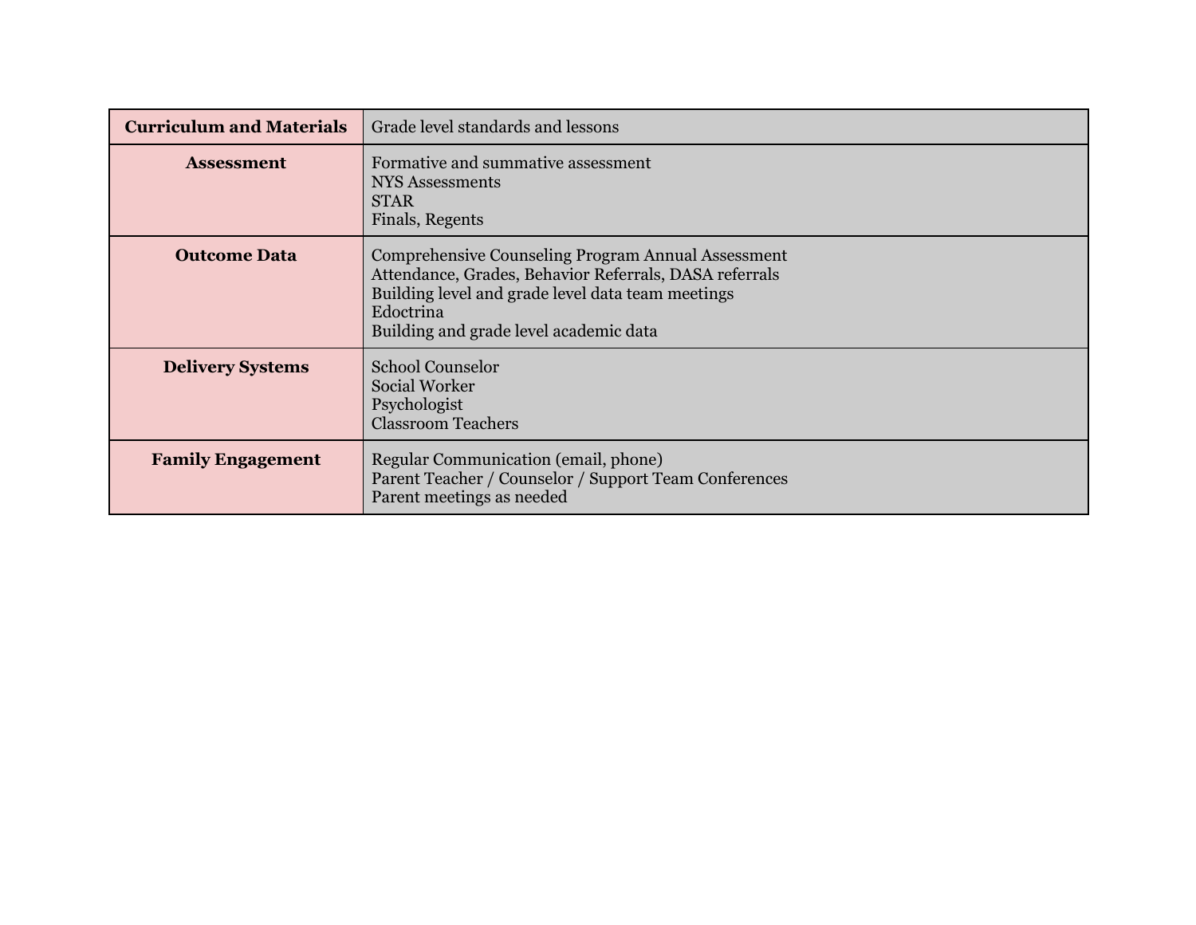| | |
|---|---|
| **Curriculum and Materials** | Grade level standards and lessons |
| **Assessment** | Formative and summative assessment<br>NYS Assessments<br>STAR<br>Finals, Regents |
| **Outcome Data** | Comprehensive Counseling Program Annual Assessment<br>Attendance, Grades, Behavior Referrals, DASA referrals<br>Building level and grade level data team meetings<br>Edoctrina<br>Building and grade level academic data |
| **Delivery Systems** | School Counselor<br>Social Worker<br>Psychologist<br>Classroom Teachers |
| **Family Engagement** | Regular Communication (email, phone)<br>Parent Teacher / Counselor / Support Team Conferences<br>Parent meetings as needed |